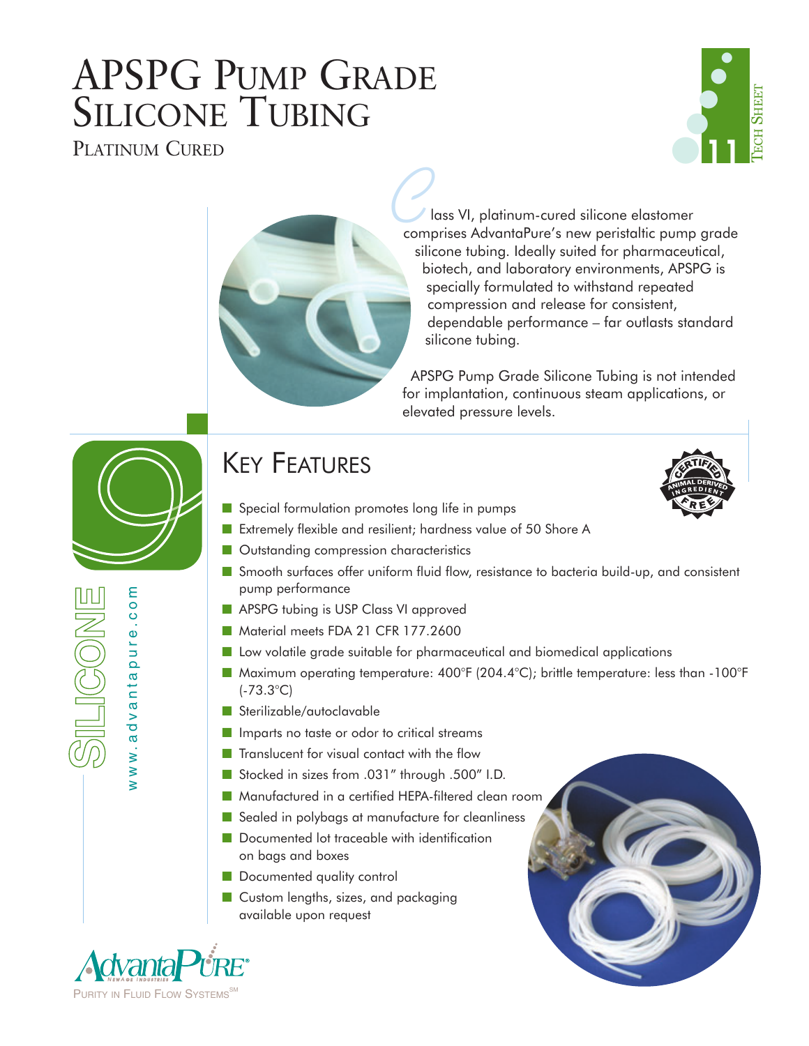# APSPG Pump Grade Silicone Tubing

PLATINUM CURED

Tech Sheet 11

Class VI, platinum-cured silicone elastomer comprises AdvantaPure's new peristaltic pump grade silicone tubing. Ideally suited for pharmaceutical, biotech, and laboratory environments, APSPG is specially formulated to withstand repeated compression and release for consistent, dependable performance – far outlasts standard silicone tubing.

APSPG Pump Grade Silicone Tubing is not intended for implantation, continuous steam applications, or elevated pressure levels.

## Key Features

CERTIFIED ANIMAL DERIVED INGREDIENT FREE

- Special formulation promotes long life in pumps
- Extremely flexible and resilient; hardness value of 50 Shore A
- Outstanding compression characteristics
- Smooth surfaces offer uniform fluid flow, resistance to bacteria build-up, and consistent pump performance
- APSPG tubing is USP Class VI approved
- Material meets FDA 21 CFR 177.2600
- Low volatile grade suitable for pharmaceutical and biomedical applications
- Maximum operating temperature: 400°F (204.4°C); brittle temperature: less than -100°F (-73.3°C)
- Sterilizable/autoclavable
- Imparts no taste or odor to critical streams
- Translucent for visual contact with the flow
- Stocked in sizes from .031" through .500" I.D.
- Manufactured in a certified HEPA-filtered clean room
- Sealed in polybags at manufacture for cleanliness
- Documented lot traceable with identification on bags and boxes
- Documented quality control
- Custom lengths, sizes, and packaging available upon request

SILICONE

www.advantapure.com

AdvantaPure® NewAge Industries

PURITY IN FLUID FLOW SYSTEMS℠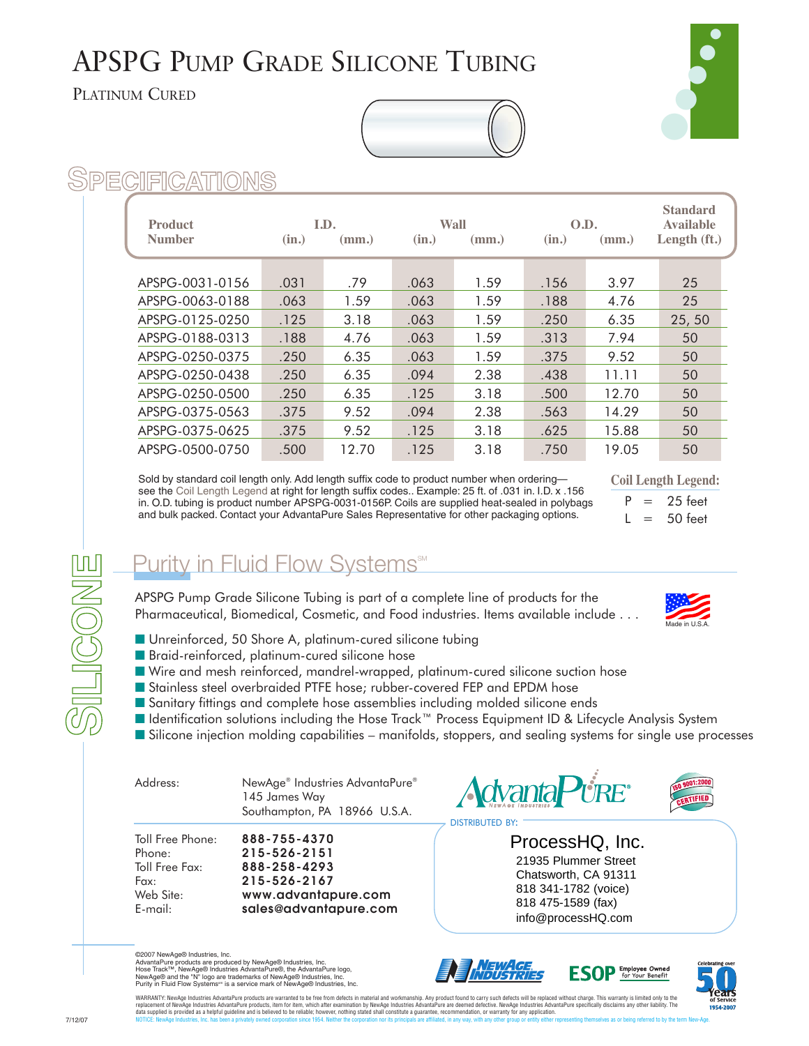# APSPG Pump Grade Silicone Tubing

Platinum Cured

## Specifications

| Product Number | I.D. (in.) | I.D. (mm.) | Wall (in.) | Wall (mm.) | O.D. (in.) | O.D. (mm.) | Standard Available Length (ft.) |
|---|---|---|---|---|---|---|---|
| APSPG-0031-0156 | .031 | .79 | .063 | 1.59 | .156 | 3.97 | 25 |
| APSPG-0063-0188 | .063 | 1.59 | .063 | 1.59 | .188 | 4.76 | 25 |
| APSPG-0125-0250 | .125 | 3.18 | .063 | 1.59 | .250 | 6.35 | 25, 50 |
| APSPG-0188-0313 | .188 | 4.76 | .063 | 1.59 | .313 | 7.94 | 50 |
| APSPG-0250-0375 | .250 | 6.35 | .063 | 1.59 | .375 | 9.52 | 50 |
| APSPG-0250-0438 | .250 | 6.35 | .094 | 2.38 | .438 | 11.11 | 50 |
| APSPG-0250-0500 | .250 | 6.35 | .125 | 3.18 | .500 | 12.70 | 50 |
| APSPG-0375-0563 | .375 | 9.52 | .094 | 2.38 | .563 | 14.29 | 50 |
| APSPG-0375-0625 | .375 | 9.52 | .125 | 3.18 | .625 | 15.88 | 50 |
| APSPG-0500-0750 | .500 | 12.70 | .125 | 3.18 | .750 | 19.05 | 50 |

Sold by standard coil length only. Add length suffix code to product number when ordering—see the Coil Length Legend at right for length suffix codes.. Example: 25 ft. of .031 in. I.D. x .156 in. O.D. tubing is product number APSPG-0031-0156P. Coils are supplied heat-sealed in polybags and bulk packed. Contact your AdvantaPure Sales Representative for other packaging options.

**Coil Length Legend:**

P = 25 feet
L = 50 feet

## Purity in Fluid Flow Systems℠

APSPG Pump Grade Silicone Tubing is part of a complete line of products for the Pharmaceutical, Biomedical, Cosmetic, and Food industries. Items available include . . .

Made in U.S.A.

- Unreinforced, 50 Shore A, platinum-cured silicone tubing
- Braid-reinforced, platinum-cured silicone hose
- Wire and mesh reinforced, mandrel-wrapped, platinum-cured silicone suction hose
- Stainless steel overbraided PTFE hose; rubber-covered FEP and EPDM hose
- Sanitary fittings and complete hose assemblies including molded silicone ends
- Identification solutions including the Hose Track™ Process Equipment ID & Lifecycle Analysis System
- Silicone injection molding capabilities – manifolds, stoppers, and sealing systems for single use processes

SILICONE

Address: NewAge® Industries AdvantaPure®
145 James Way
Southampton, PA 18966 U.S.A.

Toll Free Phone: 888-755-4370
Phone: 215-526-2151
Toll Free Fax: 888-258-4293
Fax: 215-526-2167
Web Site: www.advantapure.com
E-mail: sales@advantapure.com

AdvantaPure® NewAge Industries

ISO 9001:2000 CERTIFIED

DISTRIBUTED BY:

ProcessHQ, Inc.
21935 Plummer Street
Chatsworth, CA 91311
818 341-1782 (voice)
818 475-1589 (fax)
info@processHQ.com

©2007 NewAge® Industries, Inc.
AdvantaPure products are produced by NewAge® Industries, Inc.
Hose Track™, NewAge® Industries AdvantaPure®, the AdvantaPure logo, NewAge® and the "N" logo are trademarks of NewAge® Industries, Inc.
Purity in Fluid Flow Systems℠ is a service mark of NewAge® Industries, Inc.

NewAge Industries — ESOP Employee Owned for Your Benefit — Celebrating over 50 Years of Service 1954-2007

WARRANTY: NewAge Industries AdvantaPure products are warranted to be free from defects in material and workmanship. Any product found to carry such defects will be replaced without charge. This warranty is limited only to the replacement of NewAge Industries AdvantaPure products, item for item, which after examination by NewAge Industries AdvantaPure are deemed defective. NewAge Industries AdvantaPure specifically disclaims any other liability. The data supplied is provided as a helpful guideline and is believed to be reliable; however, nothing stated shall constitute a guarantee, recommendation, or warranty for any application.
NOTICE: NewAge Industries, Inc. has been a privately owned corporation since 1954. Neither the corporation nor its principals are affiliated, in any way, with any other group or entity either representing themselves as or being referred to by the term New-Age.

7/12/07